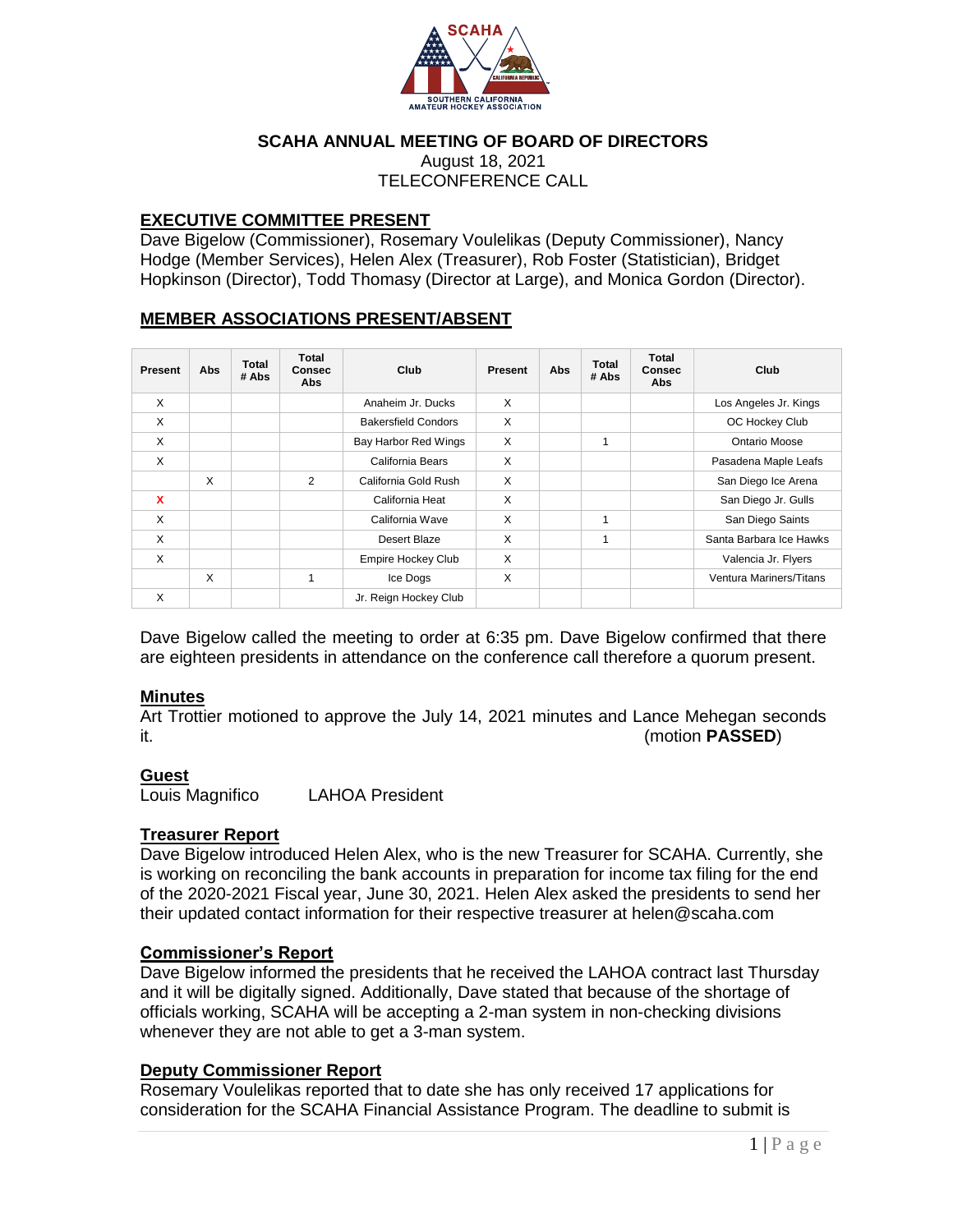SCAHA

SOUTHERN CALIFORNIA AMATEUR HOCKEY ASSOCIATION

# SCAHA ANNUAL MEETING OF BOARD OF DIRECTORS

August 18, 2021

TELECONFERENCE CALL

## EXECUTIVE COMMITTEE PRESENT

Dave Bigelow (Commissioner), Rosemary Voulelikas (Deputy Commissioner), Nancy Hodge (Member Services), Helen Alex (Treasurer), Rob Foster (Statistician), Bridget Hopkinson (Director), Todd Thomasy (Director at Large), and Monica Gordon (Director).

## MEMBER ASSOCIATIONS PRESENT/ABSENT

| Present | Abs | Total # Abs | Total Consec Abs | Club | Present | Abs | Total # Abs | Total Consec Abs | Club |
|---|---|---|---|---|---|---|---|---|---|
| X | | | | Anaheim Jr. Ducks | X | | | | Los Angeles Jr. Kings |
| X | | | | Bakersfield Condors | X | | | | OC Hockey Club |
| X | | | | Bay Harbor Red Wings | X | | 1 | | Ontario Moose |
| X | | | | California Bears | X | | | | Pasadena Maple Leafs |
| | X | | 2 | California Gold Rush | X | | | | San Diego Ice Arena |
| X | | | | California Heat | X | | | | San Diego Jr. Gulls |
| X | | | | California Wave | X | | 1 | | San Diego Saints |
| X | | | | Desert Blaze | X | | 1 | | Santa Barbara Ice Hawks |
| X | | | | Empire Hockey Club | X | | | | Valencia Jr. Flyers |
| | X | | 1 | Ice Dogs | X | | | | Ventura Mariners/Titans |
| X | | | | Jr. Reign Hockey Club | | | | | |

Dave Bigelow called the meeting to order at 6:35 pm. Dave Bigelow confirmed that there are eighteen presidents in attendance on the conference call therefore a quorum present.

## Minutes

Art Trottier motioned to approve the July 14, 2021 minutes and Lance Mehegan seconds it. (motion **PASSED**)

## Guest

Louis Magnifico LAHOA President

## Treasurer Report

Dave Bigelow introduced Helen Alex, who is the new Treasurer for SCAHA. Currently, she is working on reconciling the bank accounts in preparation for income tax filing for the end of the 2020-2021 Fiscal year, June 30, 2021. Helen Alex asked the presidents to send her their updated contact information for their respective treasurer at helen@scaha.com

## Commissioner's Report

Dave Bigelow informed the presidents that he received the LAHOA contract last Thursday and it will be digitally signed. Additionally, Dave stated that because of the shortage of officials working, SCAHA will be accepting a 2-man system in non-checking divisions whenever they are not able to get a 3-man system.

## Deputy Commissioner Report

Rosemary Voulelikas reported that to date she has only received 17 applications for consideration for the SCAHA Financial Assistance Program. The deadline to submit is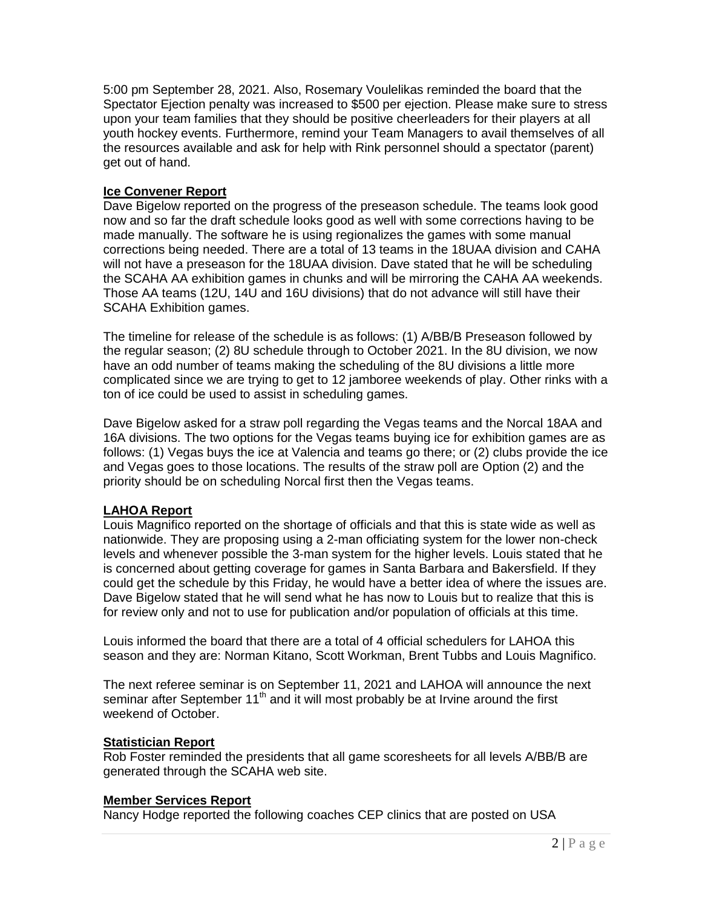5:00 pm September 28, 2021. Also, Rosemary Voulelikas reminded the board that the Spectator Ejection penalty was increased to $500 per ejection. Please make sure to stress upon your team families that they should be positive cheerleaders for their players at all youth hockey events. Furthermore, remind your Team Managers to avail themselves of all the resources available and ask for help with Rink personnel should a spectator (parent) get out of hand.

**Ice Convener Report**

Dave Bigelow reported on the progress of the preseason schedule. The teams look good now and so far the draft schedule looks good as well with some corrections having to be made manually. The software he is using regionalizes the games with some manual corrections being needed. There are a total of 13 teams in the 18UAA division and CAHA will not have a preseason for the 18UAA division. Dave stated that he will be scheduling the SCAHA AA exhibition games in chunks and will be mirroring the CAHA AA weekends. Those AA teams (12U, 14U and 16U divisions) that do not advance will still have their SCAHA Exhibition games.

The timeline for release of the schedule is as follows: (1) A/BB/B Preseason followed by the regular season; (2) 8U schedule through to October 2021. In the 8U division, we now have an odd number of teams making the scheduling of the 8U divisions a little more complicated since we are trying to get to 12 jamboree weekends of play. Other rinks with a ton of ice could be used to assist in scheduling games.

Dave Bigelow asked for a straw poll regarding the Vegas teams and the Norcal 18AA and 16A divisions. The two options for the Vegas teams buying ice for exhibition games are as follows: (1) Vegas buys the ice at Valencia and teams go there; or (2) clubs provide the ice and Vegas goes to those locations. The results of the straw poll are Option (2) and the priority should be on scheduling Norcal first then the Vegas teams.

**LAHOA Report**

Louis Magnifico reported on the shortage of officials and that this is state wide as well as nationwide. They are proposing using a 2-man officiating system for the lower non-check levels and whenever possible the 3-man system for the higher levels. Louis stated that he is concerned about getting coverage for games in Santa Barbara and Bakersfield. If they could get the schedule by this Friday, he would have a better idea of where the issues are. Dave Bigelow stated that he will send what he has now to Louis but to realize that this is for review only and not to use for publication and/or population of officials at this time.

Louis informed the board that there are a total of 4 official schedulers for LAHOA this season and they are: Norman Kitano, Scott Workman, Brent Tubbs and Louis Magnifico.

The next referee seminar is on September 11, 2021 and LAHOA will announce the next seminar after September 11th and it will most probably be at Irvine around the first weekend of October.

**Statistician Report**

Rob Foster reminded the presidents that all game scoresheets for all levels A/BB/B are generated through the SCAHA web site.

**Member Services Report**

Nancy Hodge reported the following coaches CEP clinics that are posted on USA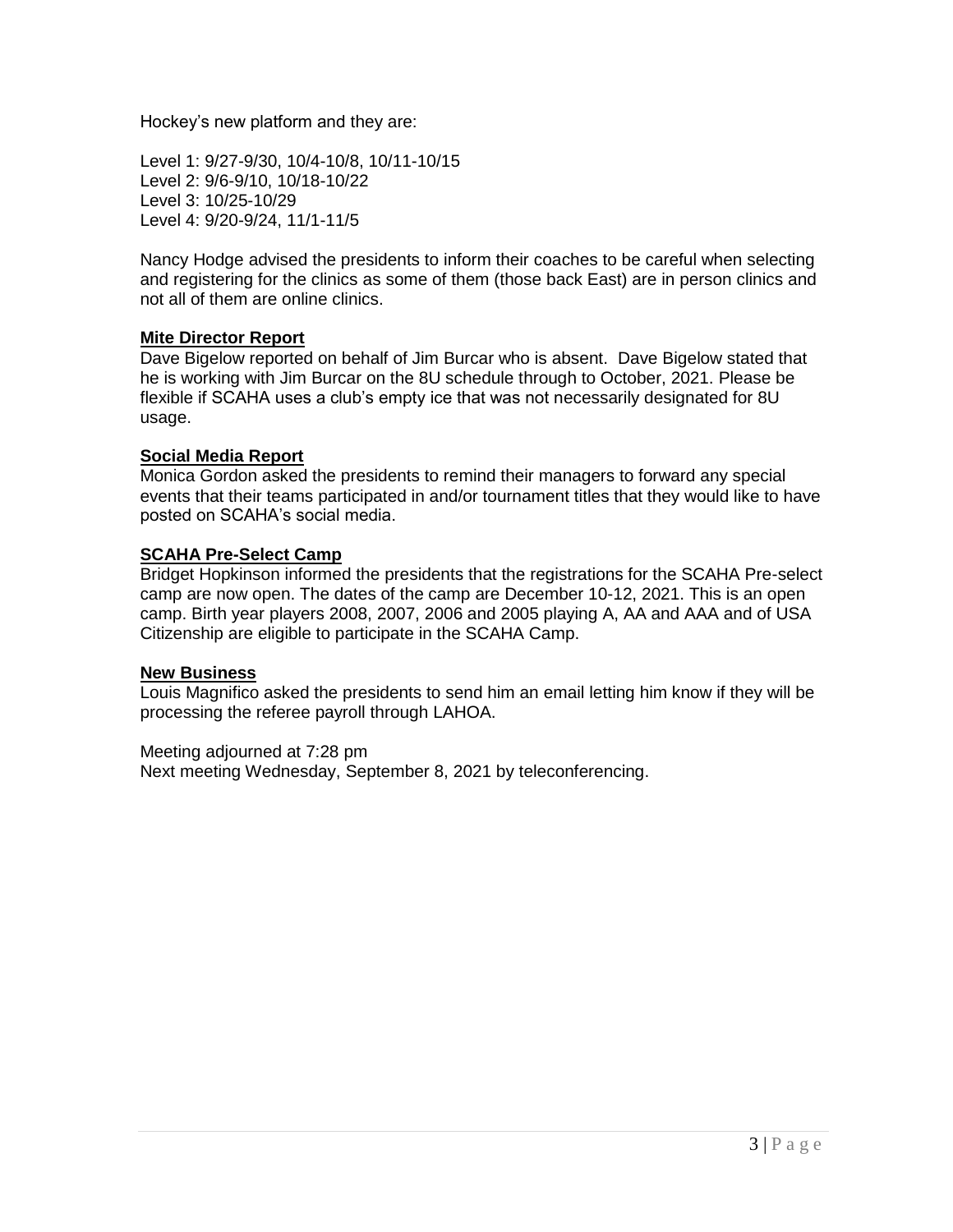Hockey's new platform and they are:

Level 1: 9/27-9/30, 10/4-10/8, 10/11-10/15
Level 2: 9/6-9/10, 10/18-10/22
Level 3: 10/25-10/29
Level 4: 9/20-9/24, 11/1-11/5

Nancy Hodge advised the presidents to inform their coaches to be careful when selecting and registering for the clinics as some of them (those back East) are in person clinics and not all of them are online clinics.

**Mite Director Report**

Dave Bigelow reported on behalf of Jim Burcar who is absent. Dave Bigelow stated that he is working with Jim Burcar on the 8U schedule through to October, 2021. Please be flexible if SCAHA uses a club's empty ice that was not necessarily designated for 8U usage.

**Social Media Report**

Monica Gordon asked the presidents to remind their managers to forward any special events that their teams participated in and/or tournament titles that they would like to have posted on SCAHA's social media.

**SCAHA Pre-Select Camp**

Bridget Hopkinson informed the presidents that the registrations for the SCAHA Pre-select camp are now open. The dates of the camp are December 10-12, 2021. This is an open camp. Birth year players 2008, 2007, 2006 and 2005 playing A, AA and AAA and of USA Citizenship are eligible to participate in the SCAHA Camp.

**New Business**

Louis Magnifico asked the presidents to send him an email letting him know if they will be processing the referee payroll through LAHOA.

Meeting adjourned at 7:28 pm
Next meeting Wednesday, September 8, 2021 by teleconferencing.